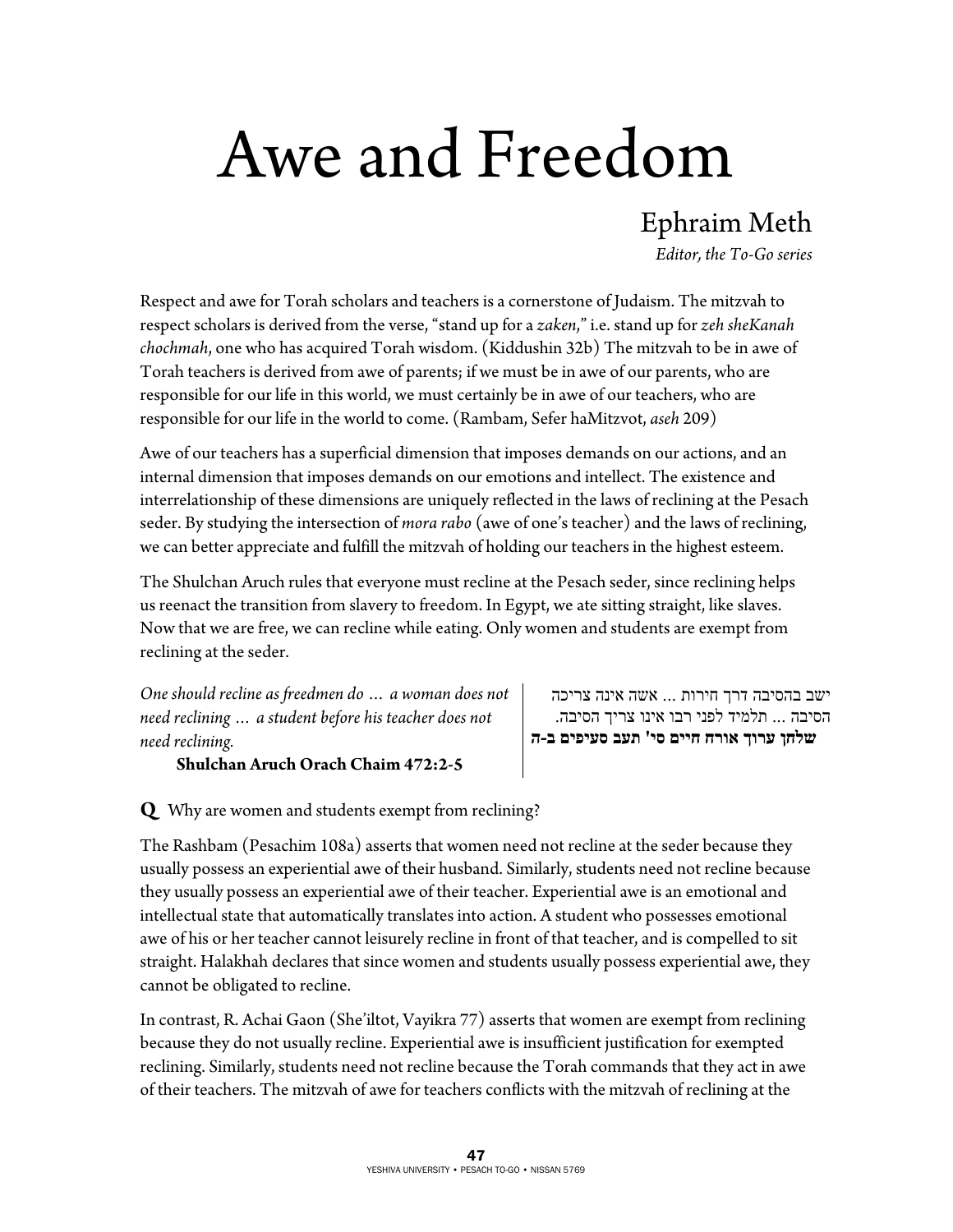# Awe and Freedom

## Ephraim Meth

*Editor, the To-Go series*

Respect and awe for Torah scholars and teachers is a cornerstone of Judaism. The mitzvah to respect scholars is derived from the verse, "stand up for a *zaken*," i.e. stand up for *zeh sheKanah chochmah*, one who has acquired Torah wisdom. (Kiddushin 32b) The mitzvah to be in awe of Torah teachers is derived from awe of parents; if we must be in awe of our parents, who are responsible for our life in this world, we must certainly be in awe of our teachers, who are responsible for our life in the world to come. (Rambam, Sefer haMitzvot, *aseh* 209)

Awe of our teachers has a superficial dimension that imposes demands on our actions, and an internal dimension that imposes demands on our emotions and intellect. The existence and interrelationship of these dimensions are uniquely reflected in the laws of reclining at the Pesach seder. By studying the intersection of *mora rabo* (awe of one's teacher) and the laws of reclining, we can better appreciate and fulfill the mitzvah of holding our teachers in the highest esteem.

The Shulchan Aruch rules that everyone must recline at the Pesach seder, since reclining helps us reenact the transition from slavery to freedom. In Egypt, we ate sitting straight, like slaves. Now that we are free, we can recline while eating. Only women and students are exempt from reclining at the seder.

*One should recline as freedmen do … a woman does not need reclining … a student before his teacher does not need reclining.*

**Shulchan Aruch Orach Chaim 472:2-5**

ישב בהסיבה דרך חירות ... אשה אינה צריכה הסיבה ... תלמיד לפני רבו אינו צריך הסיבה.

**שלחן ערוך אורח חיים סי' תעב סעיפים ב-ה**

**Q** Why are women and students exempt from reclining?

The Rashbam (Pesachim 108a) asserts that women need not recline at the seder because they usually possess an experiential awe of their husband. Similarly, students need not recline because they usually possess an experiential awe of their teacher. Experiential awe is an emotional and intellectual state that automatically translates into action. A student who possesses emotional awe of his or her teacher cannot leisurely recline in front of that teacher, and is compelled to sit straight. Halakhah declares that since women and students usually possess experiential awe, they cannot be obligated to recline.

In contrast, R. Achai Gaon (She'iltot, Vayikra 77) asserts that women are exempt from reclining because they do not usually recline. Experiential awe is insufficient justification for exempted reclining. Similarly, students need not recline because the Torah commands that they act in awe of their teachers. The mitzvah of awe for teachers conflicts with the mitzvah of reclining at the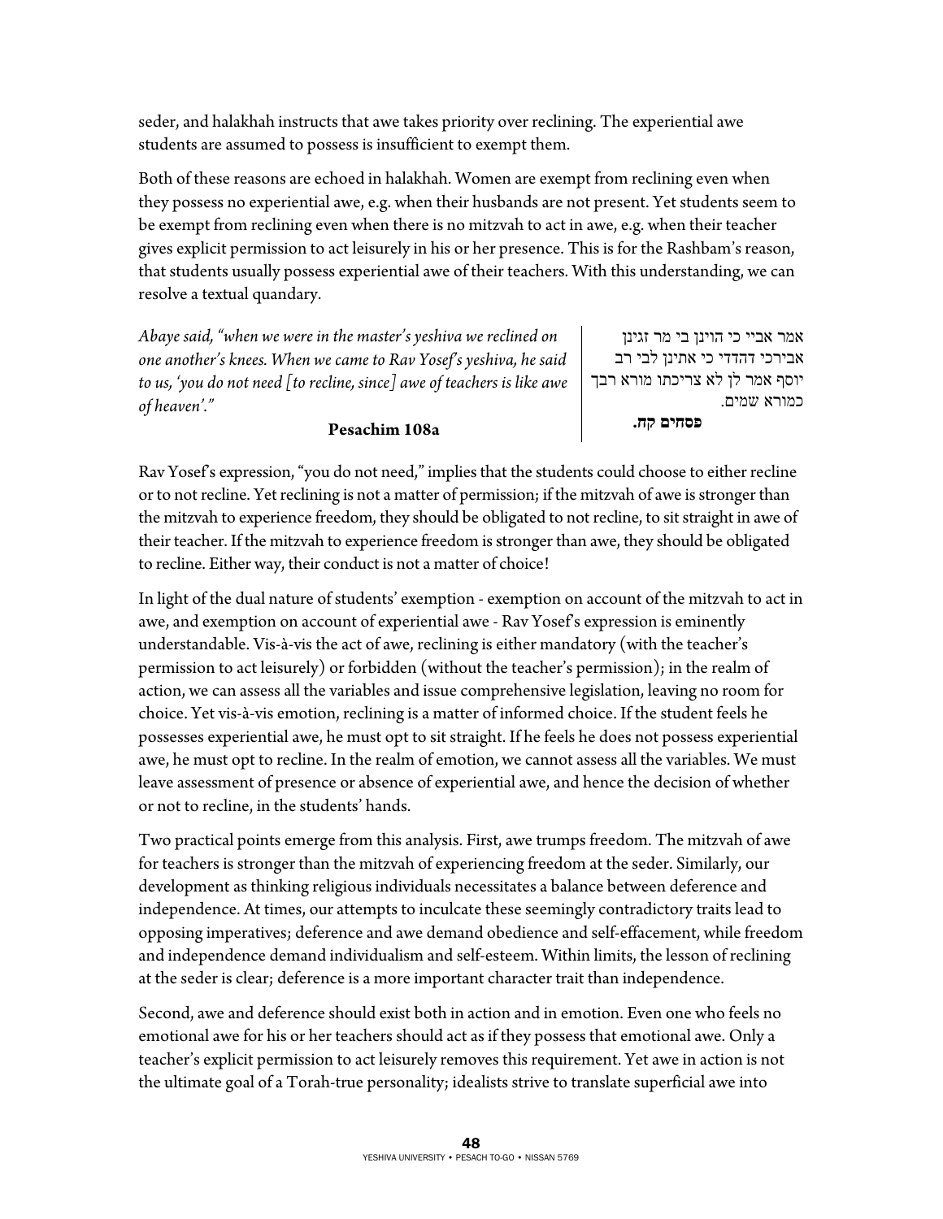seder, and halakhah instructs that awe takes priority over reclining. The experiential awe students are assumed to possess is insufficient to exempt them.

Both of these reasons are echoed in halakhah. Women are exempt from reclining even when they possess no experiential awe, e.g. when their husbands are not present. Yet students seem to be exempt from reclining even when there is no mitzvah to act in awe, e.g. when their teacher gives explicit permission to act leisurely in his or her presence. This is for the Rashbam's reason, that students usually possess experiential awe of their teachers. With this understanding, we can resolve a textual quandary.

| | |
|---|---|
| *Abaye said, "when we were in the master's yeshiva we reclined on one another's knees. When we came to Rav Yosef's yeshiva, he said to us, 'you do not need [to recline, since] awe of teachers is like awe of heaven'."* | אמר אביי כי הוינן בי מר זגינן אבירכי דהדדי כי אתינן לבי רב יוסף אמר לן לא צריכתו מורא רבך כמורא שמים. |
| **Pesachim 108a** | **פסחים קח.** |

Rav Yosef's expression, "you do not need," implies that the students could choose to either recline or to not recline. Yet reclining is not a matter of permission; if the mitzvah of awe is stronger than the mitzvah to experience freedom, they should be obligated to not recline, to sit straight in awe of their teacher. If the mitzvah to experience freedom is stronger than awe, they should be obligated to recline. Either way, their conduct is not a matter of choice!

In light of the dual nature of students' exemption - exemption on account of the mitzvah to act in awe, and exemption on account of experiential awe - Rav Yosef's expression is eminently understandable. Vis-à-vis the act of awe, reclining is either mandatory (with the teacher's permission to act leisurely) or forbidden (without the teacher's permission); in the realm of action, we can assess all the variables and issue comprehensive legislation, leaving no room for choice. Yet vis-à-vis emotion, reclining is a matter of informed choice. If the student feels he possesses experiential awe, he must opt to sit straight. If he feels he does not possess experiential awe, he must opt to recline. In the realm of emotion, we cannot assess all the variables. We must leave assessment of presence or absence of experiential awe, and hence the decision of whether or not to recline, in the students' hands.

Two practical points emerge from this analysis. First, awe trumps freedom. The mitzvah of awe for teachers is stronger than the mitzvah of experiencing freedom at the seder. Similarly, our development as thinking religious individuals necessitates a balance between deference and independence. At times, our attempts to inculcate these seemingly contradictory traits lead to opposing imperatives; deference and awe demand obedience and self-effacement, while freedom and independence demand individualism and self-esteem. Within limits, the lesson of reclining at the seder is clear; deference is a more important character trait than independence.

Second, awe and deference should exist both in action and in emotion. Even one who feels no emotional awe for his or her teachers should act as if they possess that emotional awe. Only a teacher's explicit permission to act leisurely removes this requirement. Yet awe in action is not the ultimate goal of a Torah-true personality; idealists strive to translate superficial awe into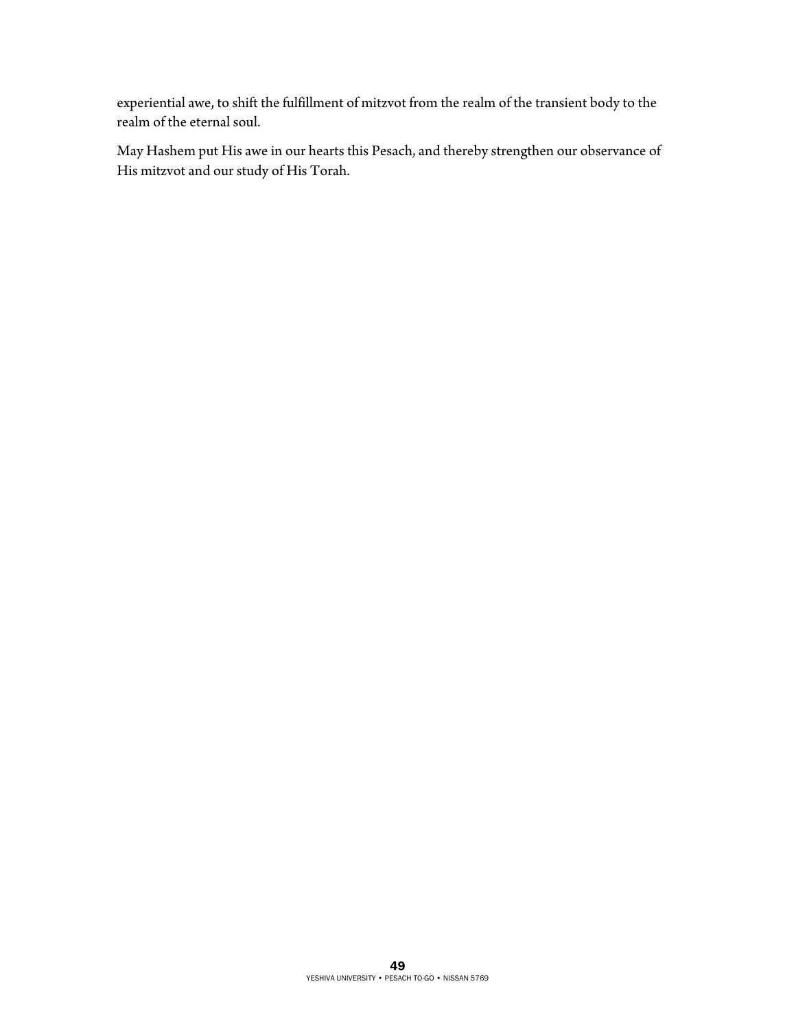experiential awe, to shift the fulfillment of mitzvot from the realm of the transient body to the realm of the eternal soul.

May Hashem put His awe in our hearts this Pesach, and thereby strengthen our observance of His mitzvot and our study of His Torah.